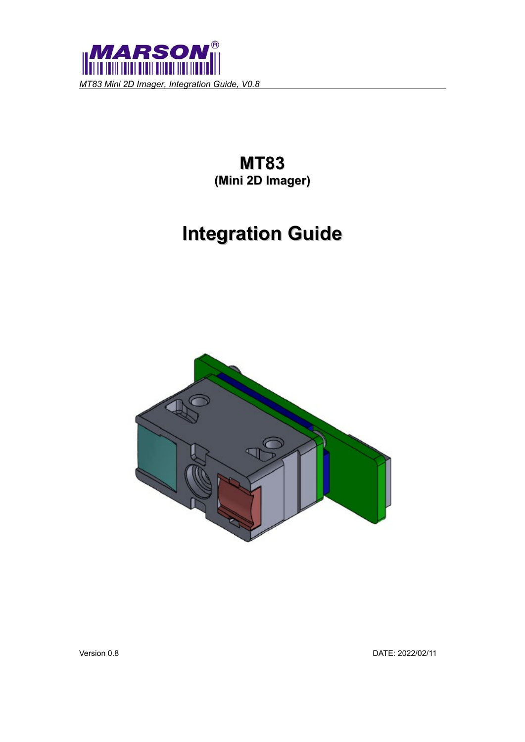# MT83

**(Mini 2D Imager)**

# Integration Guide

Version 0.8

DATE: 2022/02/11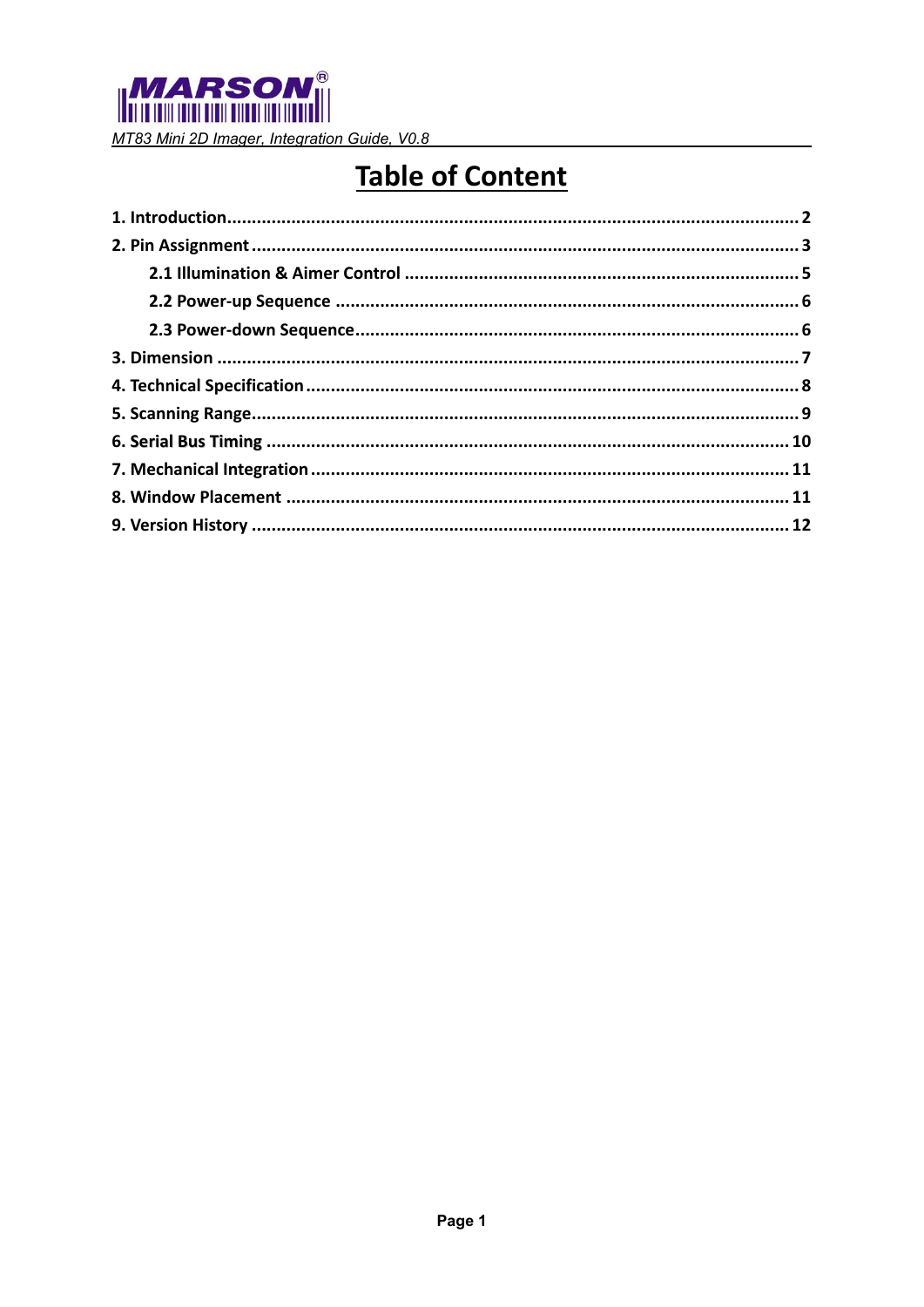# Table of Content

1. Introduction ........................................................................................................ 2
2. Pin Assignment ................................................................................................... 3
    - 2.1 Illumination & Aimer Control ............................................................... 5
    - 2.2 Power-up Sequence ............................................................................... 6
    - 2.3 Power-down Sequence .......................................................................... 6
3. Dimension ........................................................................................................... 7
4. Technical Specification ....................................................................................... 8
5. Scanning Range ................................................................................................... 9
6. Serial Bus Timing .............................................................................................. 10
7. Mechanical Integration ..................................................................................... 11
8. Window Placement ........................................................................................... 11
9. Version History ................................................................................................. 12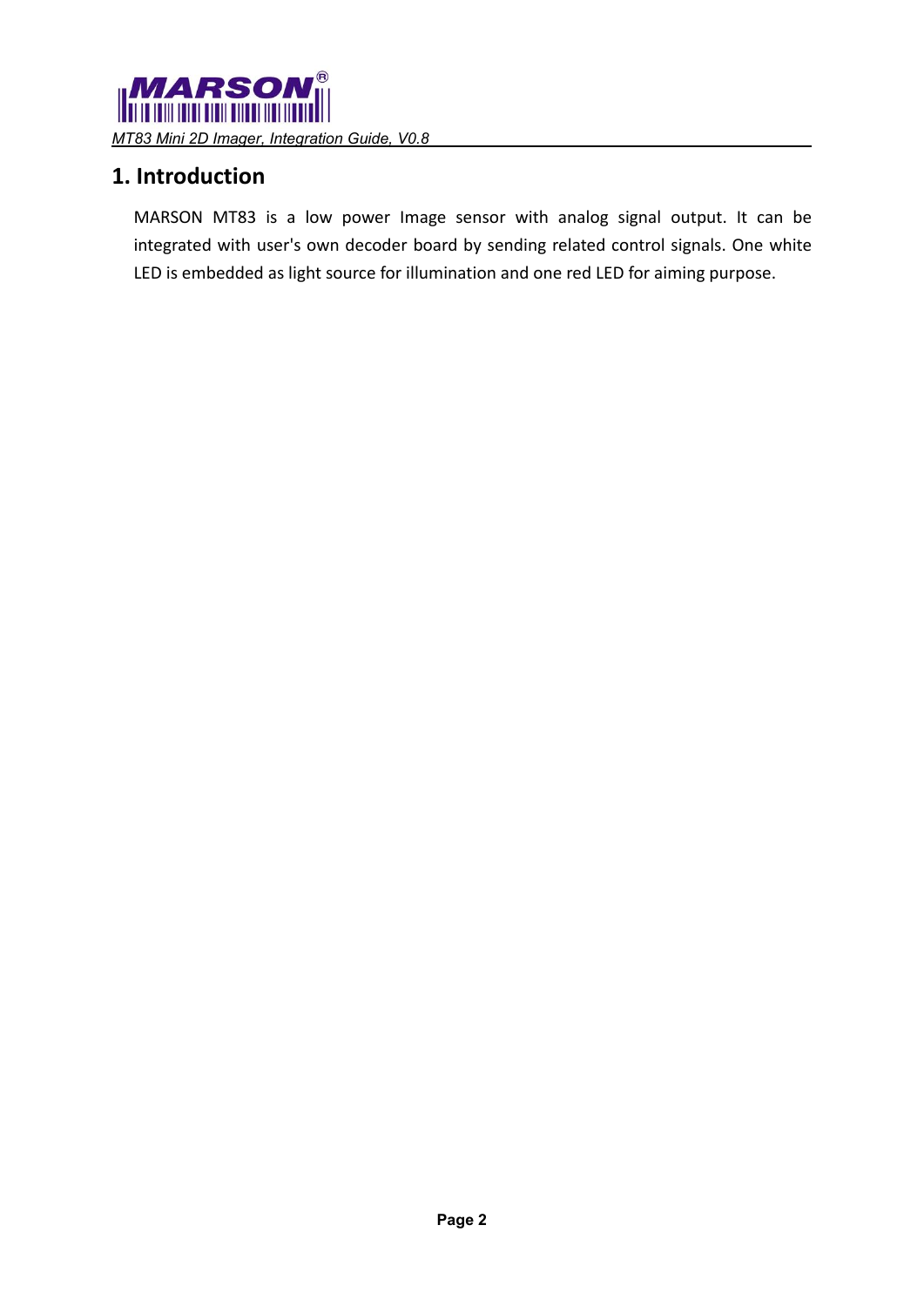# 1. Introduction

MARSON MT83 is a low power Image sensor with analog signal output. It can be integrated with user's own decoder board by sending related control signals. One white LED is embedded as light source for illumination and one red LED for aiming purpose.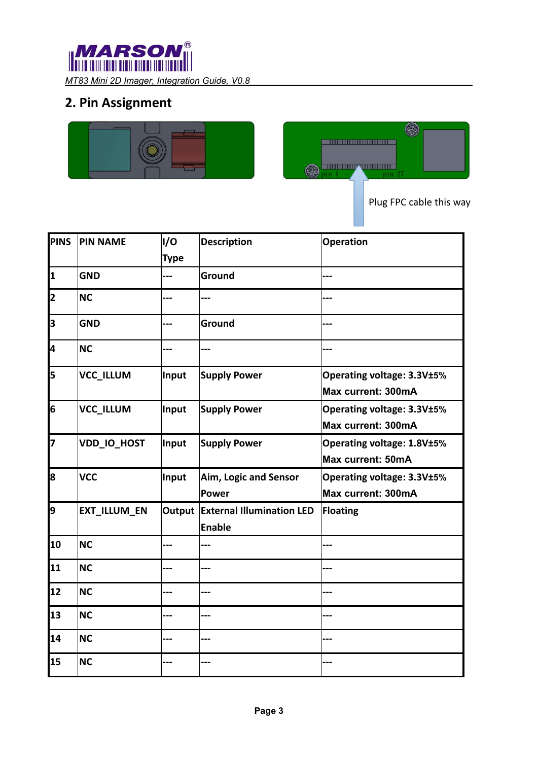## 2. Pin Assignment

pin 1 pin 27

Plug FPC cable this way

| PINS | PIN NAME | I/O Type | Description | Operation |
|---|---|---|---|---|
| 1 | GND | --- | Ground | --- |
| 2 | NC | --- | --- | --- |
| 3 | GND | --- | Ground | --- |
| 4 | NC | --- | --- | --- |
| 5 | VCC_ILLUM | Input | Supply Power | Operating voltage: 3.3V±5%<br>Max current: 300mA |
| 6 | VCC_ILLUM | Input | Supply Power | Operating voltage: 3.3V±5%<br>Max current: 300mA |
| 7 | VDD_IO_HOST | Input | Supply Power | Operating voltage: 1.8V±5%<br>Max current: 50mA |
| 8 | VCC | Input | Aim, Logic and Sensor Power | Operating voltage: 3.3V±5%<br>Max current: 300mA |
| 9 | EXT_ILLUM_EN | Output | External Illumination LED Enable | Floating |
| 10 | NC | --- | --- | --- |
| 11 | NC | --- | --- | --- |
| 12 | NC | --- | --- | --- |
| 13 | NC | --- | --- | --- |
| 14 | NC | --- | --- | --- |
| 15 | NC | --- | --- | --- |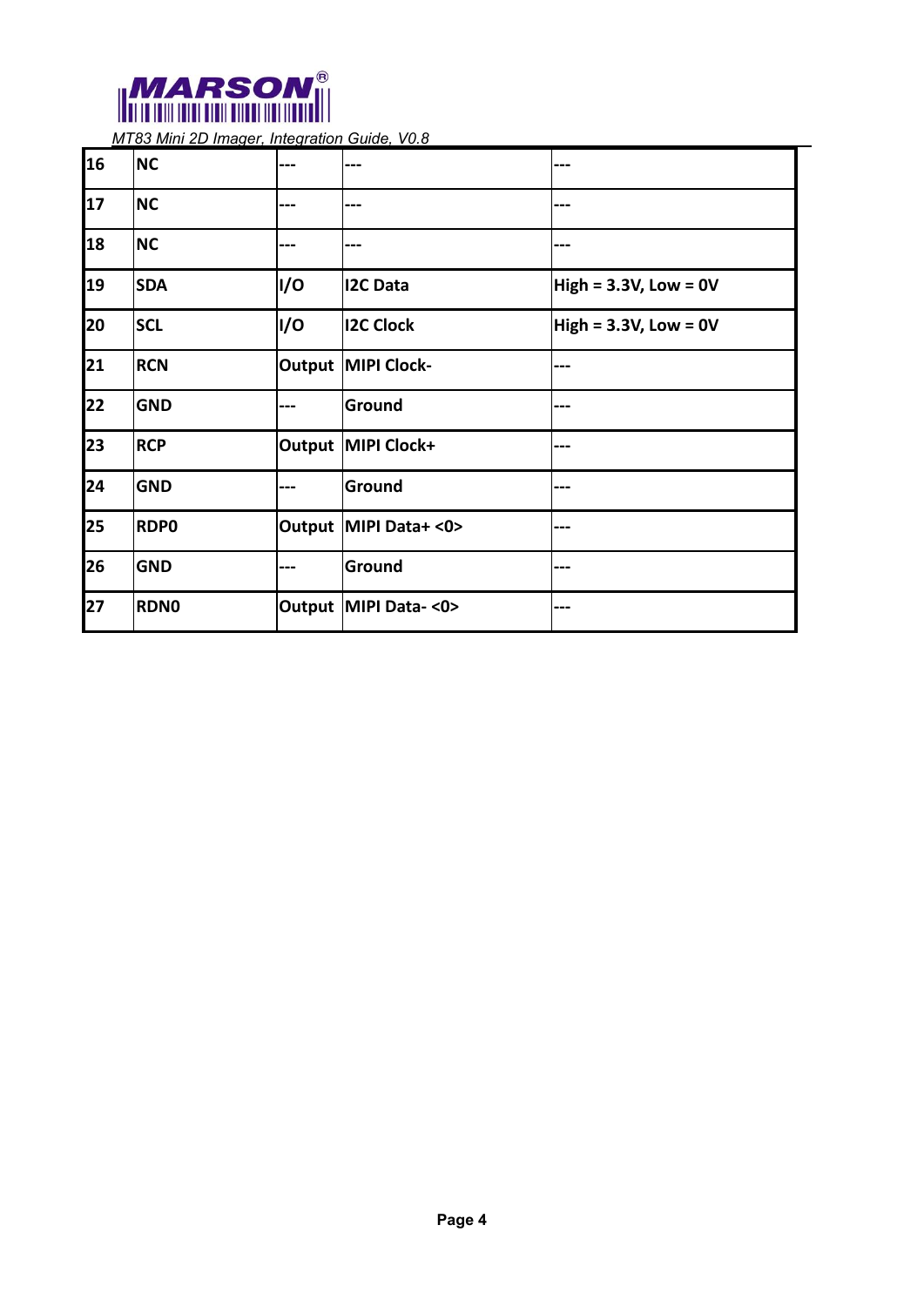| 16 | NC | --- | --- | --- |
|---|---|---|---|---|
| 17 | NC | --- | --- | --- |
| 18 | NC | --- | --- | --- |
| 19 | SDA | I/O | I2C Data | High = 3.3V, Low = 0V |
| 20 | SCL | I/O | I2C Clock | High = 3.3V, Low = 0V |
| 21 | RCN | Output | MIPI Clock- | --- |
| 22 | GND | --- | Ground | --- |
| 23 | RCP | Output | MIPI Clock+ | --- |
| 24 | GND | --- | Ground | --- |
| 25 | RDP0 | Output | MIPI Data+ <0> | --- |
| 26 | GND | --- | Ground | --- |
| 27 | RDN0 | Output | MIPI Data- <0> | --- |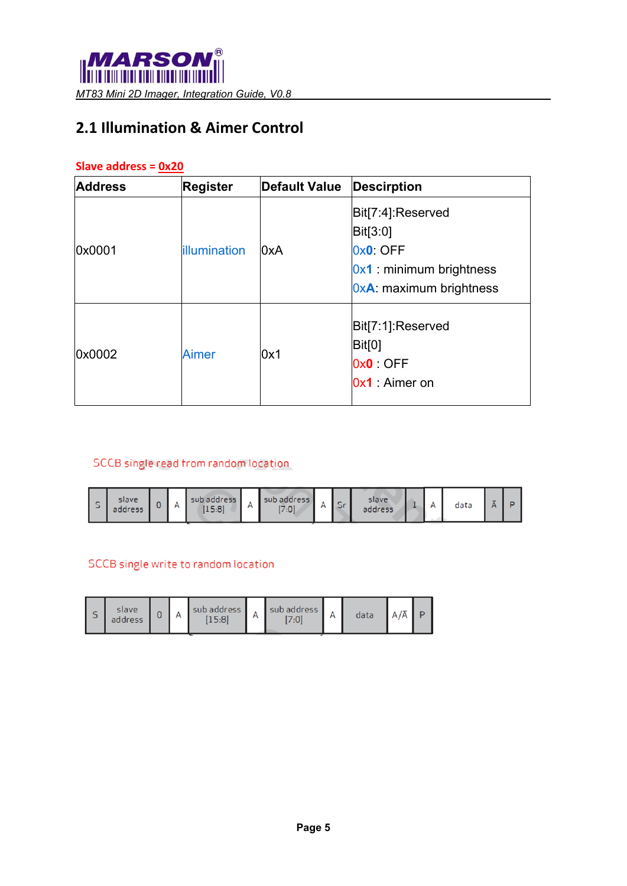## 2.1 Illumination & Aimer Control

**Slave address = 0x20**

| Address | Register | Default Value | Description |
|---|---|---|---|
| 0x0001 | illumination | 0xA | Bit[7:4]:Reserved<br>Bit[3:0]<br>0x**0**: OFF<br>0x**1** : minimum brightness<br>0x**A**: maximum brightness |
| 0x0002 | Aimer | 0x1 | Bit[7:1]:Reserved<br>Bit[0]<br>0x**0** : OFF<br>0x**1** : Aimer on |

SCCB single read from random location

| S | slave address | 0 | A | sub address [15:8] | A | sub address [7:0] | A | Sr | slave address | 1 | A | data | Ā | P |
|---|---|---|---|---|---|---|---|---|---|---|---|---|---|---|

SCCB single write to random location

| S | slave address | 0 | A | sub address [15:8] | A | sub address [7:0] | A | data | A/Ā | P |
|---|---|---|---|---|---|---|---|---|---|---|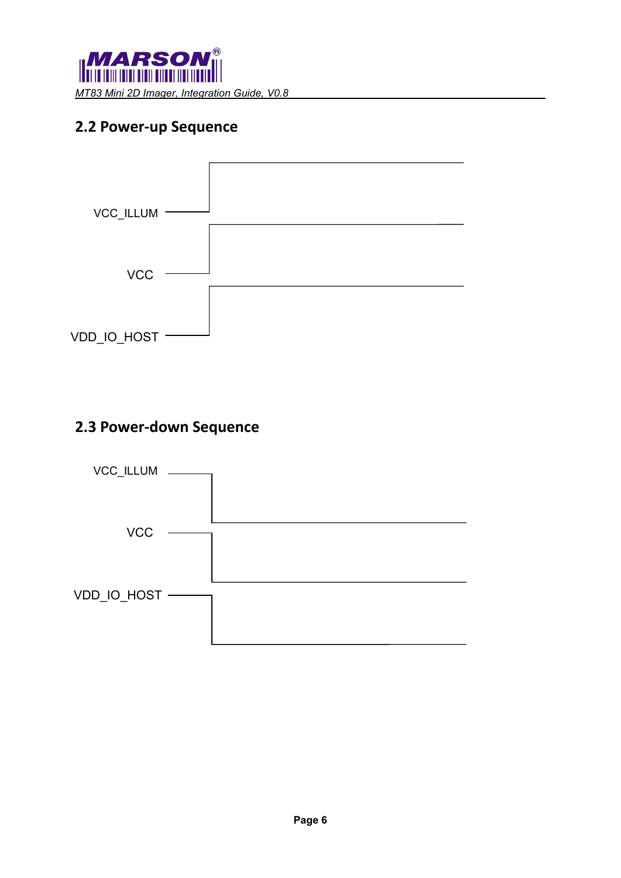## 2.2 Power-up Sequence

VCC_ILLUM

VCC

VDD_IO_HOST

## 2.3 Power-down Sequence

VCC_ILLUM

VCC

VDD_IO_HOST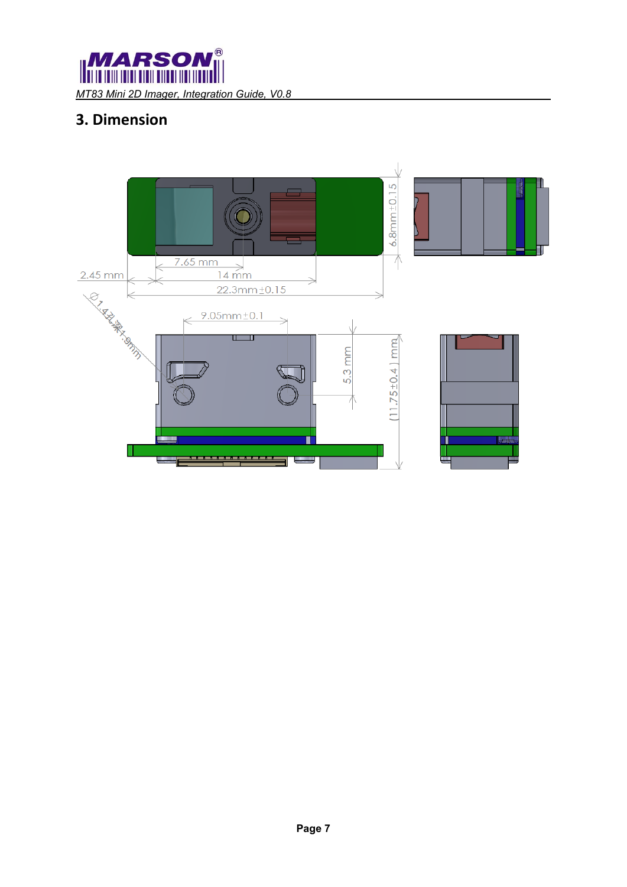## 3. Dimension

7.65 mm

2.45 mm

14 mm

22.3mm±0.15

6.8mm±0.15

Ø1.43孔深1.9mm

9.05mm±0.1

5.3 mm

(11.75±0.4) mm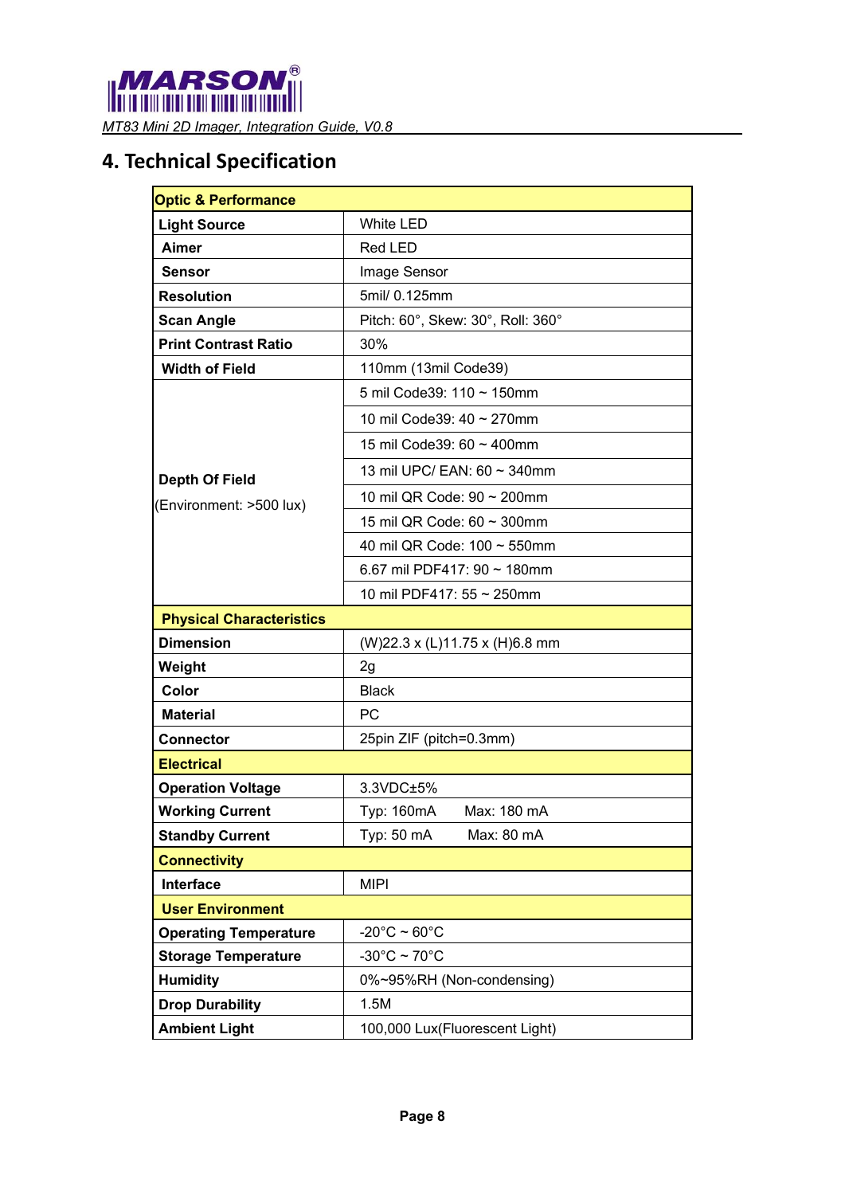# 4. Technical Specification

| Optic & Performance | |
|---|---|
| **Light Source** | White LED |
| **Aimer** | Red LED |
| **Sensor** | Image Sensor |
| **Resolution** | 5mil/ 0.125mm |
| **Scan Angle** | Pitch: 60°, Skew: 30°, Roll: 360° |
| **Print Contrast Ratio** | 30% |
| **Width of Field** | 110mm (13mil Code39) |
| **Depth Of Field** (Environment: >500 lux) | 5 mil Code39: 110 ~ 150mm |
| | 10 mil Code39: 40 ~ 270mm |
| | 15 mil Code39: 60 ~ 400mm |
| | 13 mil UPC/ EAN: 60 ~ 340mm |
| | 10 mil QR Code: 90 ~ 200mm |
| | 15 mil QR Code: 60 ~ 300mm |
| | 40 mil QR Code: 100 ~ 550mm |
| | 6.67 mil PDF417: 90 ~ 180mm |
| | 10 mil PDF417: 55 ~ 250mm |
| **Physical Characteristics** | |
| **Dimension** | (W)22.3 x (L)11.75 x (H)6.8 mm |
| **Weight** | 2g |
| **Color** | Black |
| **Material** | PC |
| **Connector** | 25pin ZIF (pitch=0.3mm) |
| **Electrical** | |
| **Operation Voltage** | 3.3VDC±5% |
| **Working Current** | Typ: 160mA Max: 180 mA |
| **Standby Current** | Typ: 50 mA Max: 80 mA |
| **Connectivity** | |
| **Interface** | MIPI |
| **User Environment** | |
| **Operating Temperature** | -20°C ~ 60°C |
| **Storage Temperature** | -30°C ~ 70°C |
| **Humidity** | 0%~95%RH (Non-condensing) |
| **Drop Durability** | 1.5M |
| **Ambient Light** | 100,000 Lux(Fluorescent Light) |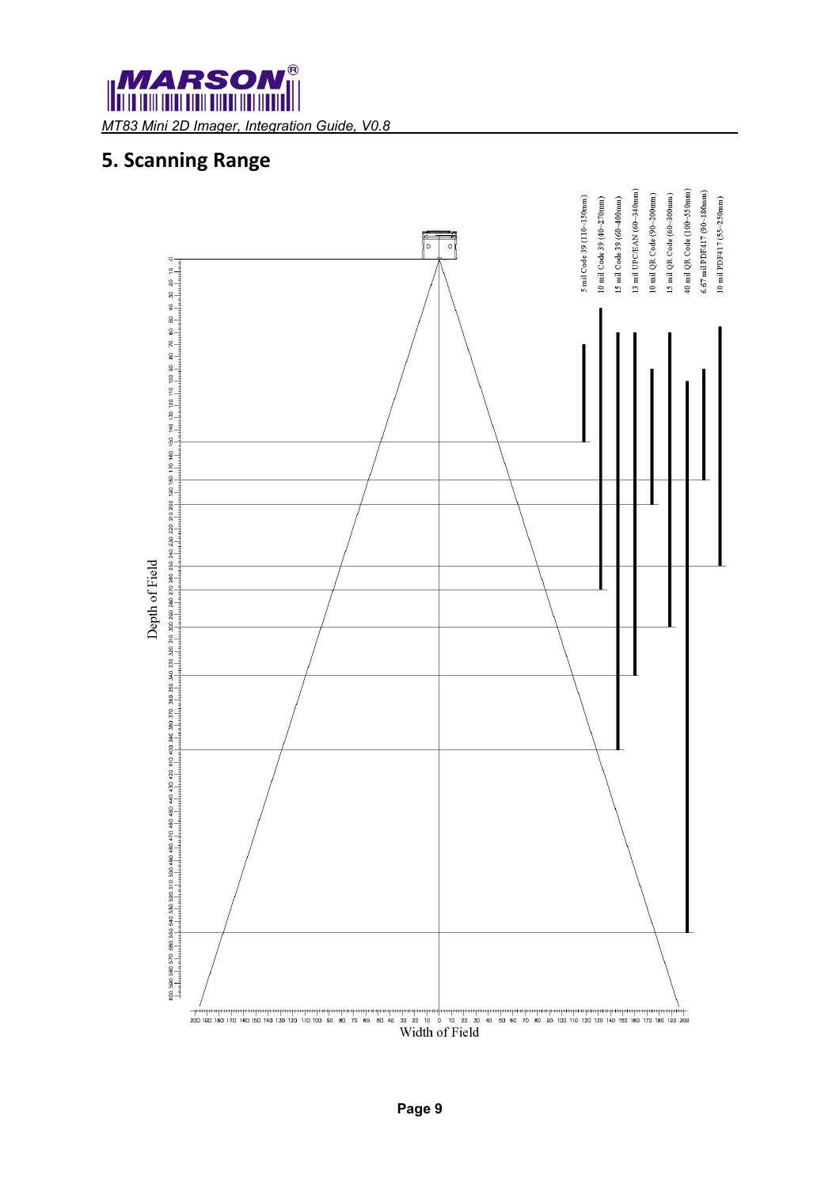## 5. Scanning Range

Depth of Field

Width of Field

5 mil Code 39 (110~150mm)

10 mil Code 39 (40~270mm)

15 mil Code 39 (60~400mm)

13 mil UPC/EAN (60~340mm)

10 mil QR Code (90~200mm)

15 mil QR Code (60~300mm)

40 mil QR Code (100~550mm)

6.67 mil PDF417 (90~180mm)

10 mil PDF417 (55~250mm)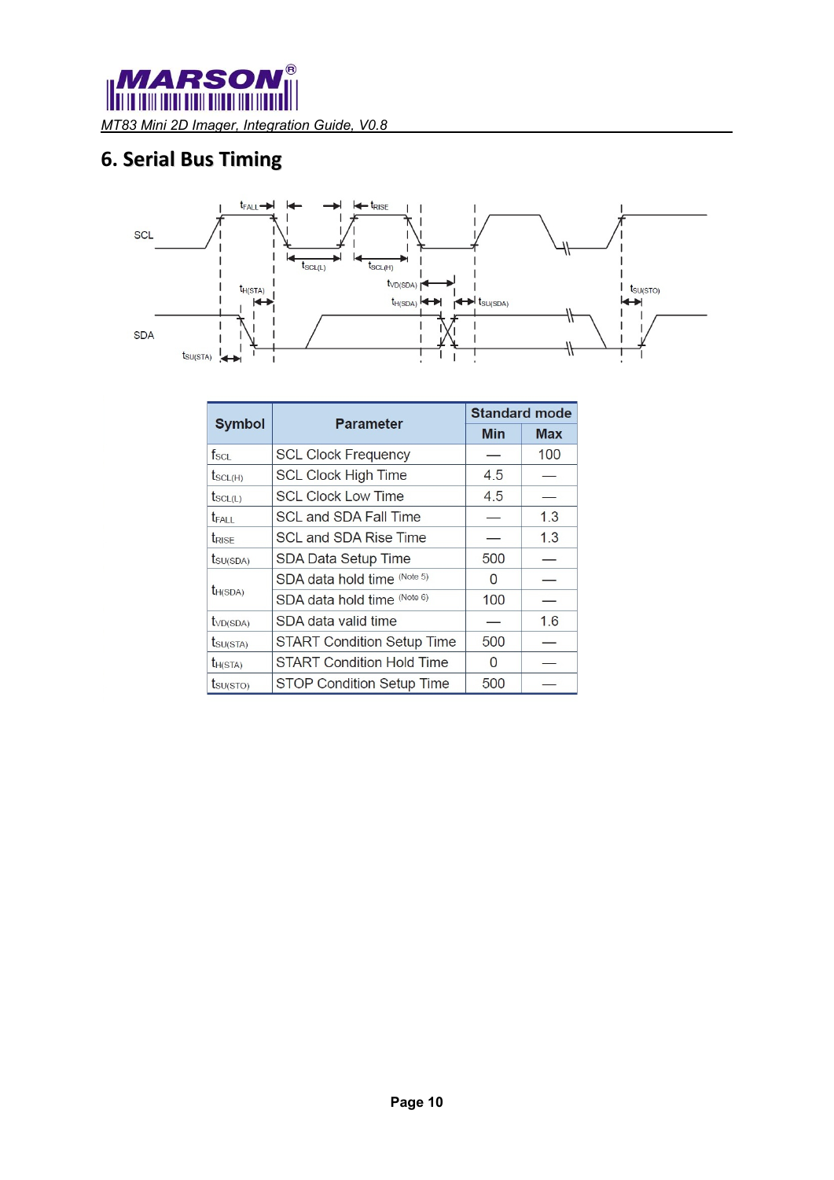## 6. Serial Bus Timing

| Symbol | Parameter | Standard mode | |
|---|---|---|---|
| | | Min | Max |
| $f_{SCL}$ | SCL Clock Frequency | — | 100 |
| $t_{SCL(H)}$ | SCL Clock High Time | 4.5 | — |
| $t_{SCL(L)}$ | SCL Clock Low Time | 4.5 | — |
| $t_{FALL}$ | SCL and SDA Fall Time | — | 1.3 |
| $t_{RISE}$ | SCL and SDA Rise Time | — | 1.3 |
| $t_{SU(SDA)}$ | SDA Data Setup Time | 500 | — |
| $t_{H(SDA)}$ | SDA data hold time (Note 5) | 0 | — |
| | SDA data hold time (Note 6) | 100 | — |
| $t_{VD(SDA)}$ | SDA data valid time | — | 1.6 |
| $t_{SU(STA)}$ | START Condition Setup Time | 500 | — |
| $t_{H(STA)}$ | START Condition Hold Time | 0 | — |
| $t_{SU(STO)}$ | STOP Condition Setup Time | 500 | — |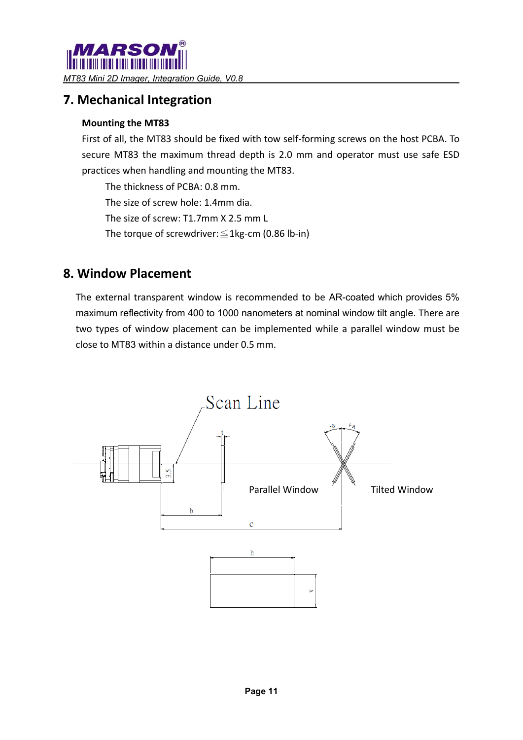## 7. Mechanical Integration

**Mounting the MT83**

First of all, the MT83 should be fixed with tow self-forming screws on the host PCBA. To secure MT83 the maximum thread depth is 2.0 mm and operator must use safe ESD practices when handling and mounting the MT83.

The thickness of PCBA: 0.8 mm.
The size of screw hole: 1.4mm dia.
The size of screw: T1.7mm X 2.5 mm L
The torque of screwdriver: ≦1kg-cm (0.86 lb-in)

## 8. Window Placement

The external transparent window is recommended to be AR-coated which provides 5% maximum reflectivity from 400 to 1000 nanometers at nominal window tilt angle. There are two types of window placement can be implemented while a parallel window must be close to MT83 within a distance under 0.5 mm.

Scan Line

3.5

t

-a +a

Parallel Window

Tilted Window

b

c

h

v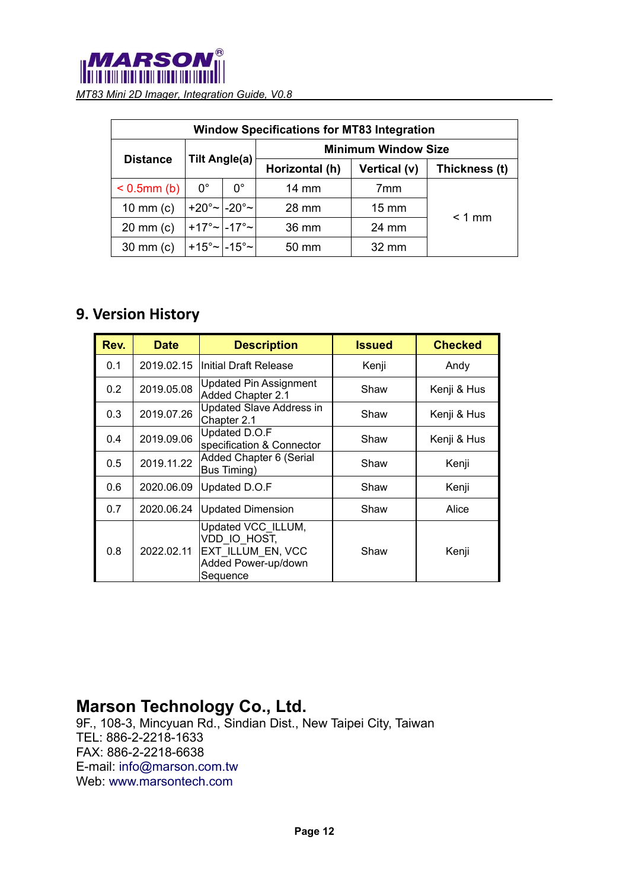| Window Specifications for MT83 Integration | | | | | |
|---|---|---|---|---|---|
| Distance | Tilt Angle(a) | | Minimum Window Size | | |
| | | | Horizontal (h) | Vertical (v) | Thickness (t) |
| < 0.5mm (b) | 0° | 0° | 14 mm | 7mm | < 1 mm |
| 10 mm (c) | +20°~ | -20°~ | 28 mm | 15 mm | |
| 20 mm (c) | +17°~ | -17°~ | 36 mm | 24 mm | |
| 30 mm (c) | +15°~ | -15°~ | 50 mm | 32 mm | |

## 9. Version History

| Rev. | Date | Description | Issued | Checked |
|---|---|---|---|---|
| 0.1 | 2019.02.15 | Initial Draft Release | Kenji | Andy |
| 0.2 | 2019.05.08 | Updated Pin Assignment Added Chapter 2.1 | Shaw | Kenji & Hus |
| 0.3 | 2019.07.26 | Updated Slave Address in Chapter 2.1 | Shaw | Kenji & Hus |
| 0.4 | 2019.09.06 | Updated D.O.F specification & Connector | Shaw | Kenji & Hus |
| 0.5 | 2019.11.22 | Added Chapter 6 (Serial Bus Timing) | Shaw | Kenji |
| 0.6 | 2020.06.09 | Updated D.O.F | Shaw | Kenji |
| 0.7 | 2020.06.24 | Updated Dimension | Shaw | Alice |
| 0.8 | 2022.02.11 | Updated VCC_ILLUM, VDD_IO_HOST, EXT_ILLUM_EN, VCC Added Power-up/down Sequence | Shaw | Kenji |

**Marson Technology Co., Ltd.**

9F., 108-3, Mincyuan Rd., Sindian Dist., New Taipei City, Taiwan
TEL: 886-2-2218-1633
FAX: 886-2-2218-6638
E-mail: info@marson.com.tw
Web: www.marsontech.com